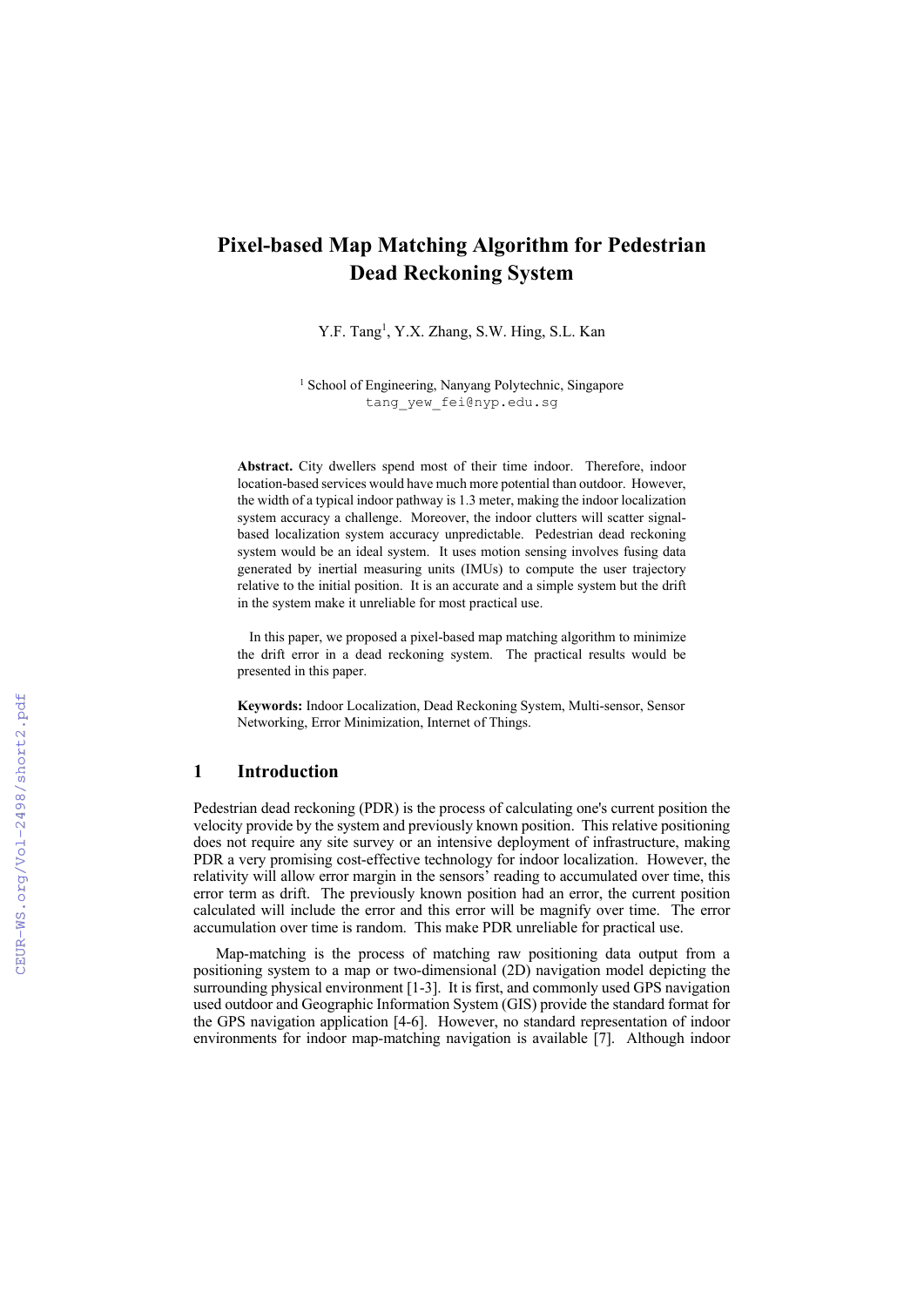# Pixel-based Map Matching Algorithm for Pedestrian Dead Reckoning System

Y.F. Tang[1], Y.X. Zhang, S.W. Hing, S.L. Kan

[1] School of Engineering, Nanyang Polytechnic, Singapore
tang_yew_fei@nyp.edu.sg

**Abstract.** City dwellers spend most of their time indoor. Therefore, indoor location-based services would have much more potential than outdoor. However, the width of a typical indoor pathway is 1.3 meter, making the indoor localization system accuracy a challenge. Moreover, the indoor clutters will scatter signal-based localization system accuracy unpredictable. Pedestrian dead reckoning system would be an ideal system. It uses motion sensing involves fusing data generated by inertial measuring units (IMUs) to compute the user trajectory relative to the initial position. It is an accurate and a simple system but the drift in the system make it unreliable for most practical use.

In this paper, we proposed a pixel-based map matching algorithm to minimize the drift error in a dead reckoning system. The practical results would be presented in this paper.

**Keywords:** Indoor Localization, Dead Reckoning System, Multi-sensor, Sensor Networking, Error Minimization, Internet of Things.

## 1 Introduction

Pedestrian dead reckoning (PDR) is the process of calculating one's current position the velocity provide by the system and previously known position. This relative positioning does not require any site survey or an intensive deployment of infrastructure, making PDR a very promising cost-effective technology for indoor localization. However, the relativity will allow error margin in the sensors' reading to accumulated over time, this error term as drift. The previously known position had an error, the current position calculated will include the error and this error will be magnify over time. The error accumulation over time is random. This make PDR unreliable for practical use.

Map-matching is the process of matching raw positioning data output from a positioning system to a map or two-dimensional (2D) navigation model depicting the surrounding physical environment [1-3]. It is first, and commonly used GPS navigation used outdoor and Geographic Information System (GIS) provide the standard format for the GPS navigation application [4-6]. However, no standard representation of indoor environments for indoor map-matching navigation is available [7]. Although indoor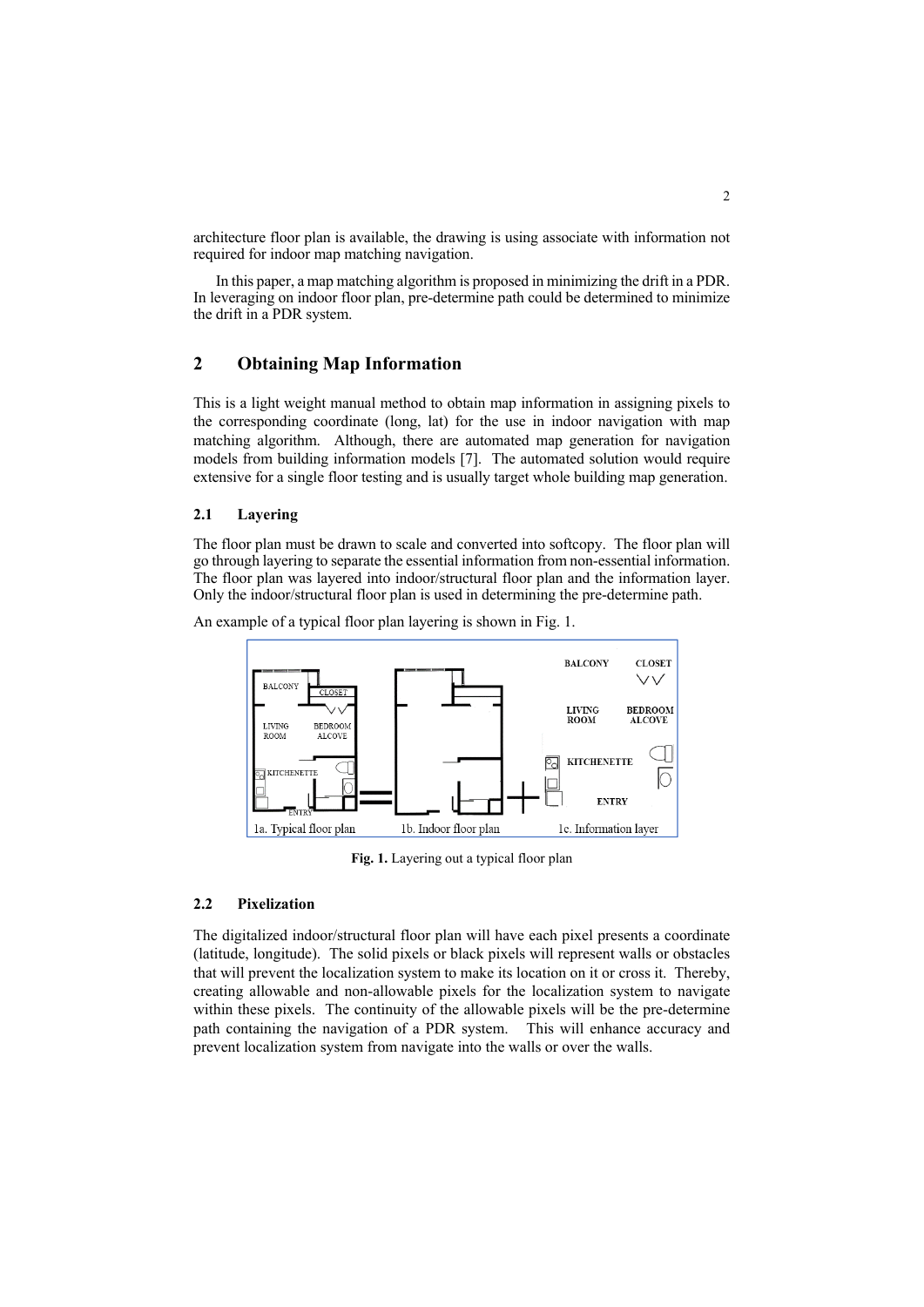architecture floor plan is available, the drawing is using associate with information not required for indoor map matching navigation.

In this paper, a map matching algorithm is proposed in minimizing the drift in a PDR. In leveraging on indoor floor plan, pre-determine path could be determined to minimize the drift in a PDR system.

## 2 Obtaining Map Information

This is a light weight manual method to obtain map information in assigning pixels to the corresponding coordinate (long, lat) for the use in indoor navigation with map matching algorithm. Although, there are automated map generation for navigation models from building information models [7]. The automated solution would require extensive for a single floor testing and is usually target whole building map generation.

### 2.1 Layering

The floor plan must be drawn to scale and converted into softcopy. The floor plan will go through layering to separate the essential information from non-essential information. The floor plan was layered into indoor/structural floor plan and the information layer. Only the indoor/structural floor plan is used in determining the pre-determine path.

An example of a typical floor plan layering is shown in Fig. 1.

**Fig. 1.** Layering out a typical floor plan

### 2.2 Pixelization

The digitalized indoor/structural floor plan will have each pixel presents a coordinate (latitude, longitude). The solid pixels or black pixels will represent walls or obstacles that will prevent the localization system to make its location on it or cross it. Thereby, creating allowable and non-allowable pixels for the localization system to navigate within these pixels. The continuity of the allowable pixels will be the pre-determine path containing the navigation of a PDR system. This will enhance accuracy and prevent localization system from navigate into the walls or over the walls.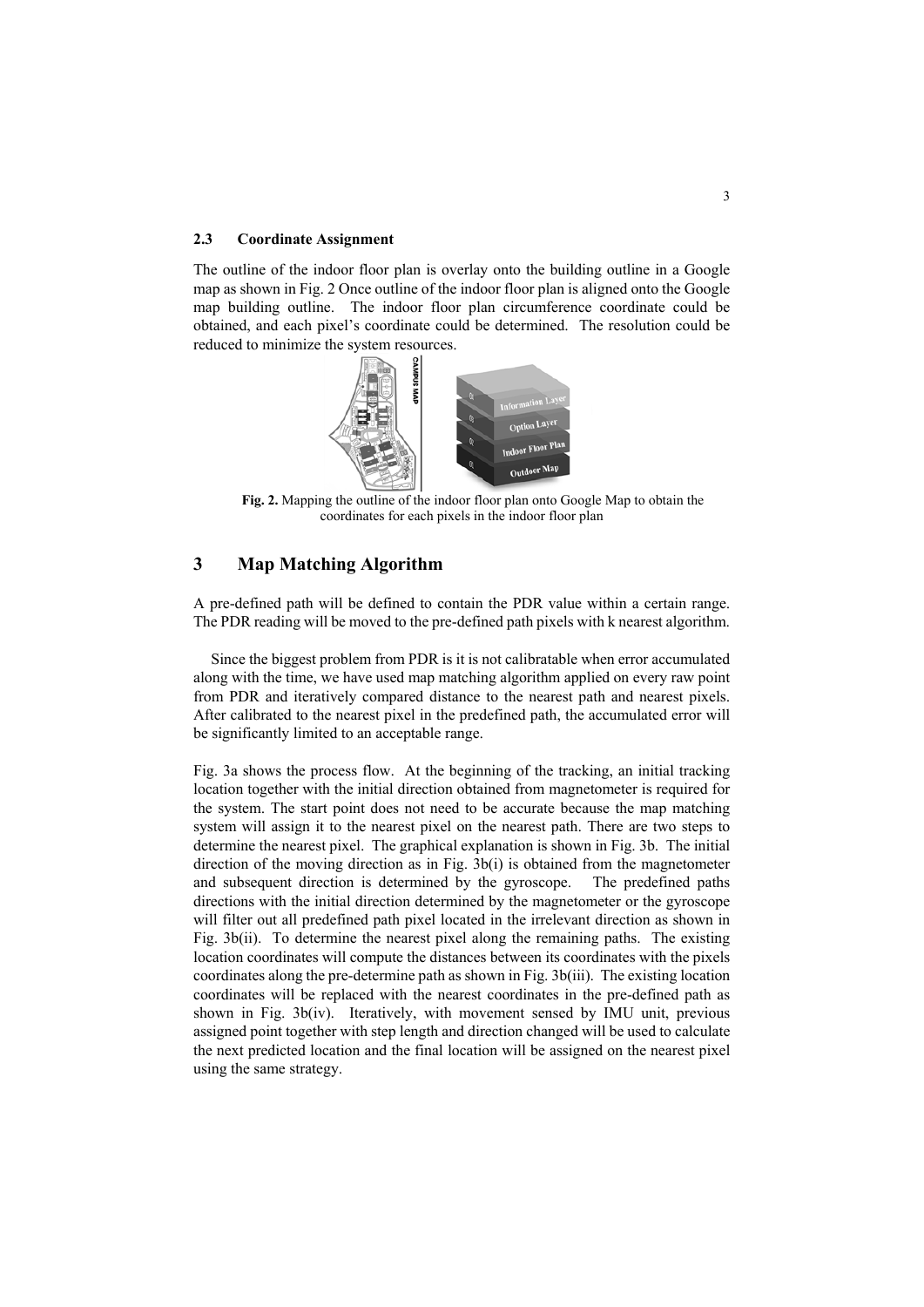### 2.3 Coordinate Assignment

The outline of the indoor floor plan is overlay onto the building outline in a Google map as shown in Fig. 2 Once outline of the indoor floor plan is aligned onto the Google map building outline. The indoor floor plan circumference coordinate could be obtained, and each pixel's coordinate could be determined. The resolution could be reduced to minimize the system resources.

**Fig. 2.** Mapping the outline of the indoor floor plan onto Google Map to obtain the coordinates for each pixels in the indoor floor plan

## 3 Map Matching Algorithm

A pre-defined path will be defined to contain the PDR value within a certain range. The PDR reading will be moved to the pre-defined path pixels with k nearest algorithm.

Since the biggest problem from PDR is it is not calibratable when error accumulated along with the time, we have used map matching algorithm applied on every raw point from PDR and iteratively compared distance to the nearest path and nearest pixels. After calibrated to the nearest pixel in the predefined path, the accumulated error will be significantly limited to an acceptable range.

Fig. 3a shows the process flow. At the beginning of the tracking, an initial tracking location together with the initial direction obtained from magnetometer is required for the system. The start point does not need to be accurate because the map matching system will assign it to the nearest pixel on the nearest path. There are two steps to determine the nearest pixel. The graphical explanation is shown in Fig. 3b. The initial direction of the moving direction as in Fig. 3b(i) is obtained from the magnetometer and subsequent direction is determined by the gyroscope. The predefined paths directions with the initial direction determined by the magnetometer or the gyroscope will filter out all predefined path pixel located in the irrelevant direction as shown in Fig. 3b(ii). To determine the nearest pixel along the remaining paths. The existing location coordinates will compute the distances between its coordinates with the pixels coordinates along the pre-determine path as shown in Fig. 3b(iii). The existing location coordinates will be replaced with the nearest coordinates in the pre-defined path as shown in Fig. 3b(iv). Iteratively, with movement sensed by IMU unit, previous assigned point together with step length and direction changed will be used to calculate the next predicted location and the final location will be assigned on the nearest pixel using the same strategy.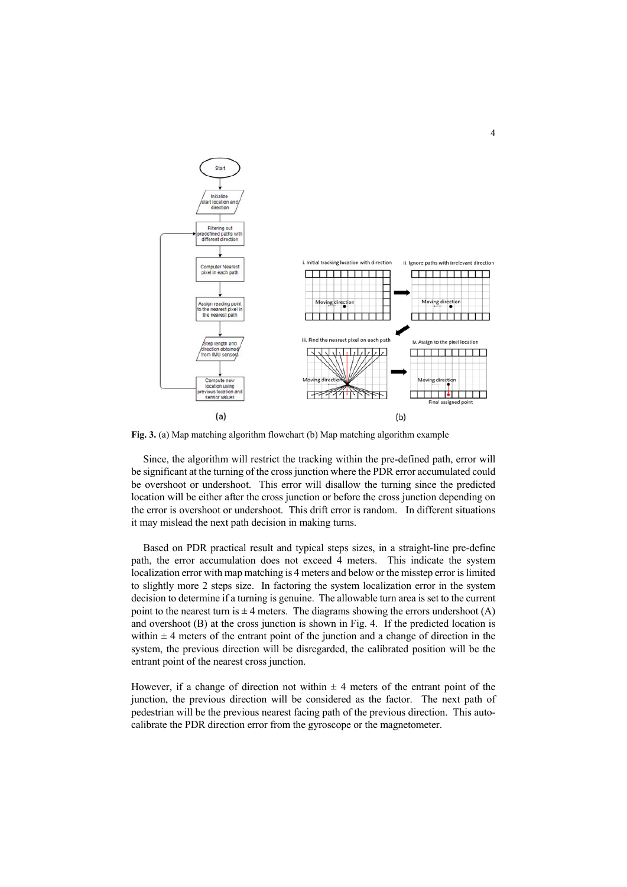**Fig. 3.** (a) Map matching algorithm flowchart (b) Map matching algorithm example

Since, the algorithm will restrict the tracking within the pre-defined path, error will be significant at the turning of the cross junction where the PDR error accumulated could be overshoot or undershoot. This error will disallow the turning since the predicted location will be either after the cross junction or before the cross junction depending on the error is overshoot or undershoot. This drift error is random. In different situations it may mislead the next path decision in making turns.

Based on PDR practical result and typical steps sizes, in a straight-line pre-define path, the error accumulation does not exceed 4 meters. This indicate the system localization error with map matching is 4 meters and below or the misstep error is limited to slightly more 2 steps size. In factoring the system localization error in the system decision to determine if a turning is genuine. The allowable turn area is set to the current point to the nearest turn is $\pm$ 4 meters. The diagrams showing the errors undershoot (A) and overshoot (B) at the cross junction is shown in Fig. 4. If the predicted location is within $\pm$ 4 meters of the entrant point of the junction and a change of direction in the system, the previous direction will be disregarded, the calibrated position will be the entrant point of the nearest cross junction.

However, if a change of direction not within $\pm$ 4 meters of the entrant point of the junction, the previous direction will be considered as the factor. The next path of pedestrian will be the previous nearest facing path of the previous direction. This auto-calibrate the PDR direction error from the gyroscope or the magnetometer.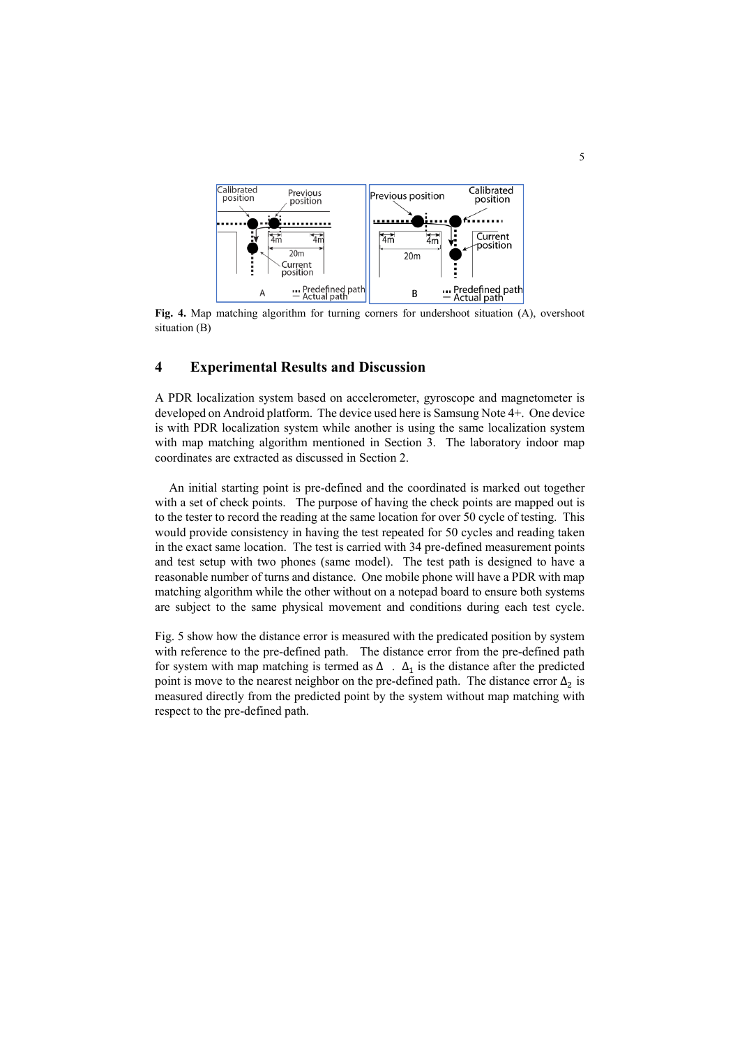Fig. 4. Map matching algorithm for turning corners for undershoot situation (A), overshoot situation (B)

# 4 Experimental Results and Discussion

A PDR localization system based on accelerometer, gyroscope and magnetometer is developed on Android platform. The device used here is Samsung Note 4+. One device is with PDR localization system while another is using the same localization system with map matching algorithm mentioned in Section 3. The laboratory indoor map coordinates are extracted as discussed in Section 2.

An initial starting point is pre-defined and the coordinated is marked out together with a set of check points. The purpose of having the check points are mapped out is to the tester to record the reading at the same location for over 50 cycle of testing. This would provide consistency in having the test repeated for 50 cycles and reading taken in the exact same location. The test is carried with 34 pre-defined measurement points and test setup with two phones (same model). The test path is designed to have a reasonable number of turns and distance. One mobile phone will have a PDR with map matching algorithm while the other without on a notepad board to ensure both systems are subject to the same physical movement and conditions during each test cycle.

Fig. 5 show how the distance error is measured with the predicated position by system with reference to the pre-defined path. The distance error from the pre-defined path for system with map matching is termed as $\Delta$ . $\Delta_1$ is the distance after the predicted point is move to the nearest neighbor on the pre-defined path. The distance error $\Delta_2$ is measured directly from the predicted point by the system without map matching with respect to the pre-defined path.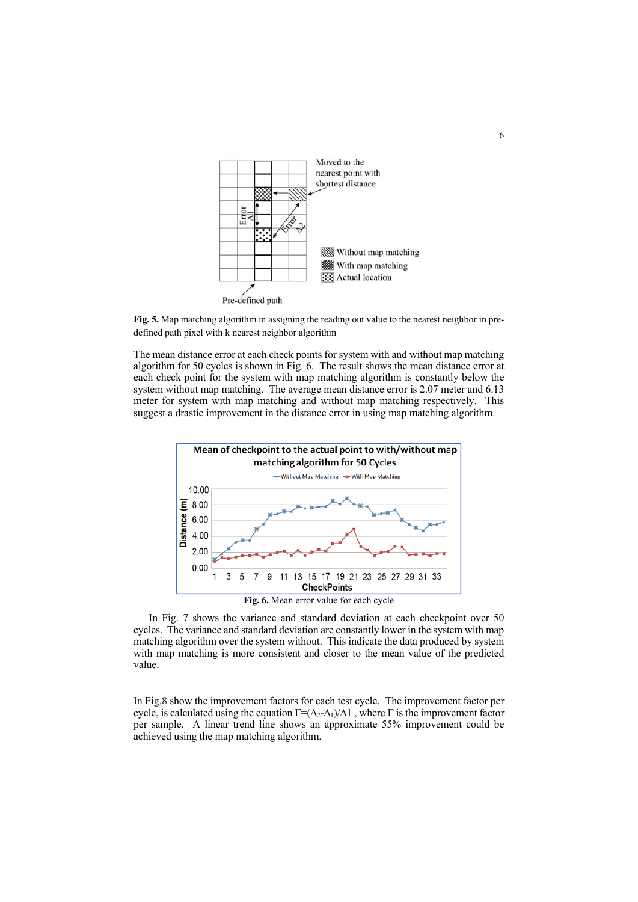**Fig. 5.** Map matching algorithm in assigning the reading out value to the nearest neighbor in pre-defined path pixel with k nearest neighbor algorithm

The mean distance error at each check points for system with and without map matching algorithm for 50 cycles is shown in Fig. 6. The result shows the mean distance error at each check point for the system with map matching algorithm is constantly below the system without map matching. The average mean distance error is 2.07 meter and 6.13 meter for system with map matching and without map matching respectively. This suggest a drastic improvement in the distance error in using map matching algorithm.

**Fig. 6.** Mean error value for each cycle

In Fig. 7 shows the variance and standard deviation at each checkpoint over 50 cycles. The variance and standard deviation are constantly lower in the system with map matching algorithm over the system without. This indicate the data produced by system with map matching is more consistent and closer to the mean value of the predicted value.

In Fig.8 show the improvement factors for each test cycle. The improvement factor per cycle, is calculated using the equation $\Gamma=(\Delta_2-\Delta_1)/\Delta 1$ , where $\Gamma$ is the improvement factor per sample. A linear trend line shows an approximate 55% improvement could be achieved using the map matching algorithm.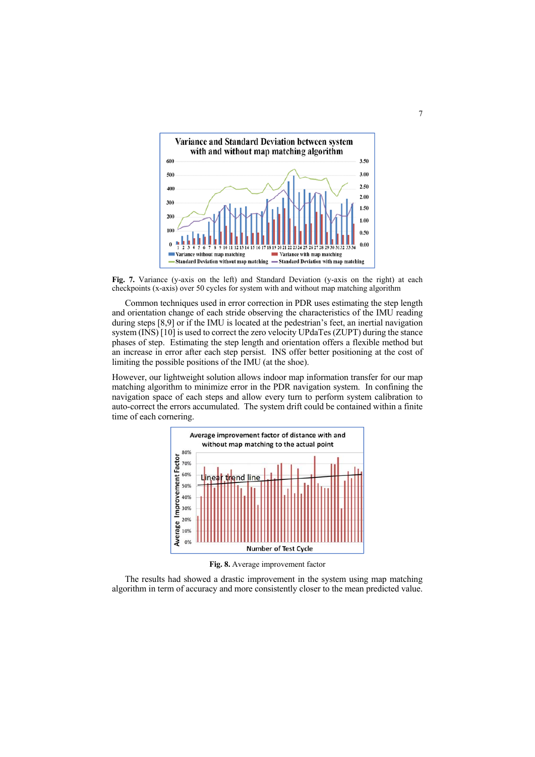**Fig. 7.** Variance (y-axis on the left) and Standard Deviation (y-axis on the right) at each checkpoints (x-axis) over 50 cycles for system with and without map matching algorithm

Common techniques used in error correction in PDR uses estimating the step length and orientation change of each stride observing the characteristics of the IMU reading during steps [8,9] or if the IMU is located at the pedestrian's feet, an inertial navigation system (INS) [10] is used to correct the zero velocity UPdaTes (ZUPT) during the stance phases of step. Estimating the step length and orientation offers a flexible method but an increase in error after each step persist. INS offer better positioning at the cost of limiting the possible positions of the IMU (at the shoe).

However, our lightweight solution allows indoor map information transfer for our map matching algorithm to minimize error in the PDR navigation system. In confining the navigation space of each steps and allow every turn to perform system calibration to auto-correct the errors accumulated. The system drift could be contained within a finite time of each cornering.

**Fig. 8.** Average improvement factor

The results had showed a drastic improvement in the system using map matching algorithm in term of accuracy and more consistently closer to the mean predicted value.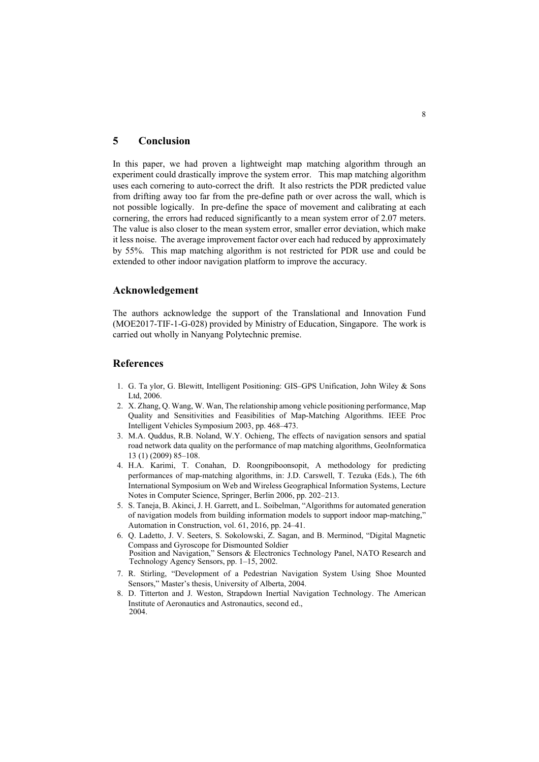## 5 Conclusion

In this paper, we had proven a lightweight map matching algorithm through an experiment could drastically improve the system error. This map matching algorithm uses each cornering to auto-correct the drift. It also restricts the PDR predicted value from drifting away too far from the pre-define path or over across the wall, which is not possible logically. In pre-define the space of movement and calibrating at each cornering, the errors had reduced significantly to a mean system error of 2.07 meters. The value is also closer to the mean system error, smaller error deviation, which make it less noise. The average improvement factor over each had reduced by approximately by 55%. This map matching algorithm is not restricted for PDR use and could be extended to other indoor navigation platform to improve the accuracy.

## Acknowledgement

The authors acknowledge the support of the Translational and Innovation Fund (MOE2017-TIF-1-G-028) provided by Ministry of Education, Singapore. The work is carried out wholly in Nanyang Polytechnic premise.

## References

1. G. Ta ylor, G. Blewitt, Intelligent Positioning: GIS–GPS Unification, John Wiley & Sons Ltd, 2006.
2. X. Zhang, Q. Wang, W. Wan, The relationship among vehicle positioning performance, Map Quality and Sensitivities and Feasibilities of Map-Matching Algorithms. IEEE Proc Intelligent Vehicles Symposium 2003, pp. 468–473.
3. M.A. Quddus, R.B. Noland, W.Y. Ochieng, The effects of navigation sensors and spatial road network data quality on the performance of map matching algorithms, GeoInformatica 13 (1) (2009) 85–108.
4. H.A. Karimi, T. Conahan, D. Roongpiboonsopit, A methodology for predicting performances of map-matching algorithms, in: J.D. Carswell, T. Tezuka (Eds.), The 6th International Symposium on Web and Wireless Geographical Information Systems, Lecture Notes in Computer Science, Springer, Berlin 2006, pp. 202–213.
5. S. Taneja, B. Akinci, J. H. Garrett, and L. Soibelman, "Algorithms for automated generation of navigation models from building information models to support indoor map-matching," Automation in Construction, vol. 61, 2016, pp. 24–41.
6. Q. Ladetto, J. V. Seeters, S. Sokolowski, Z. Sagan, and B. Merminod, "Digital Magnetic Compass and Gyroscope for Dismounted Soldier Position and Navigation," Sensors & Electronics Technology Panel, NATO Research and Technology Agency Sensors, pp. 1–15, 2002.
7. R. Stirling, "Development of a Pedestrian Navigation System Using Shoe Mounted Sensors," Master's thesis, University of Alberta, 2004.
8. D. Titterton and J. Weston, Strapdown Inertial Navigation Technology. The American Institute of Aeronautics and Astronautics, second ed., 2004.